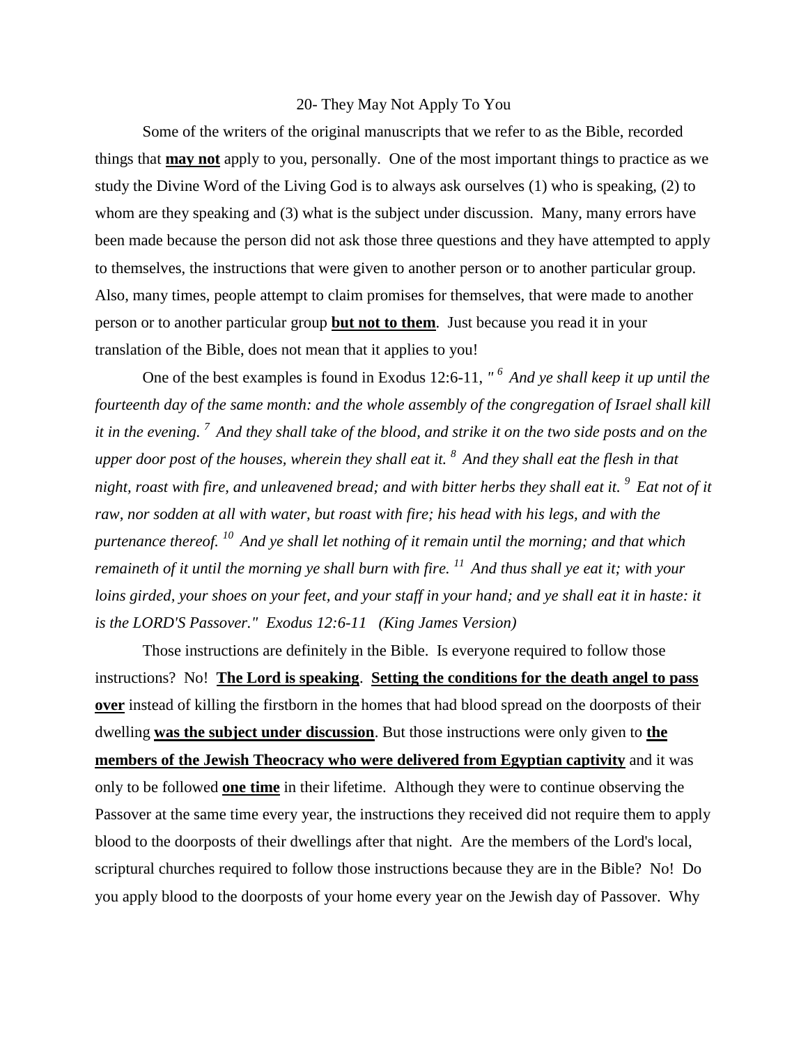# 20- They May Not Apply To You

Some of the writers of the original manuscripts that we refer to as the Bible, recorded things that **may not** apply to you, personally. One of the most important things to practice as we study the Divine Word of the Living God is to always ask ourselves (1) who is speaking, (2) to whom are they speaking and (3) what is the subject under discussion. Many, many errors have been made because the person did not ask those three questions and they have attempted to apply to themselves, the instructions that were given to another person or to another particular group. Also, many times, people attempt to claim promises for themselves, that were made to another person or to another particular group **but not to them**. Just because you read it in your translation of the Bible, does not mean that it applies to you!

One of the best examples is found in Exodus 12:6-11, *"[6] And ye shall keep it up until the fourteenth day of the same month: and the whole assembly of the congregation of Israel shall kill it in the evening. [7] And they shall take of the blood, and strike it on the two side posts and on the upper door post of the houses, wherein they shall eat it. [8] And they shall eat the flesh in that night, roast with fire, and unleavened bread; and with bitter herbs they shall eat it. [9] Eat not of it raw, nor sodden at all with water, but roast with fire; his head with his legs, and with the purtenance thereof. [10] And ye shall let nothing of it remain until the morning; and that which remaineth of it until the morning ye shall burn with fire. [11] And thus shall ye eat it; with your loins girded, your shoes on your feet, and your staff in your hand; and ye shall eat it in haste: it is the LORD'S Passover." Exodus 12:6-11 (King James Version)*

Those instructions are definitely in the Bible. Is everyone required to follow those instructions? No! **The Lord is speaking**. **Setting the conditions for the death angel to pass over** instead of killing the firstborn in the homes that had blood spread on the doorposts of their dwelling **was the subject under discussion**. But those instructions were only given to **the members of the Jewish Theocracy who were delivered from Egyptian captivity** and it was only to be followed **one time** in their lifetime. Although they were to continue observing the Passover at the same time every year, the instructions they received did not require them to apply blood to the doorposts of their dwellings after that night. Are the members of the Lord's local, scriptural churches required to follow those instructions because they are in the Bible? No! Do you apply blood to the doorposts of your home every year on the Jewish day of Passover. Why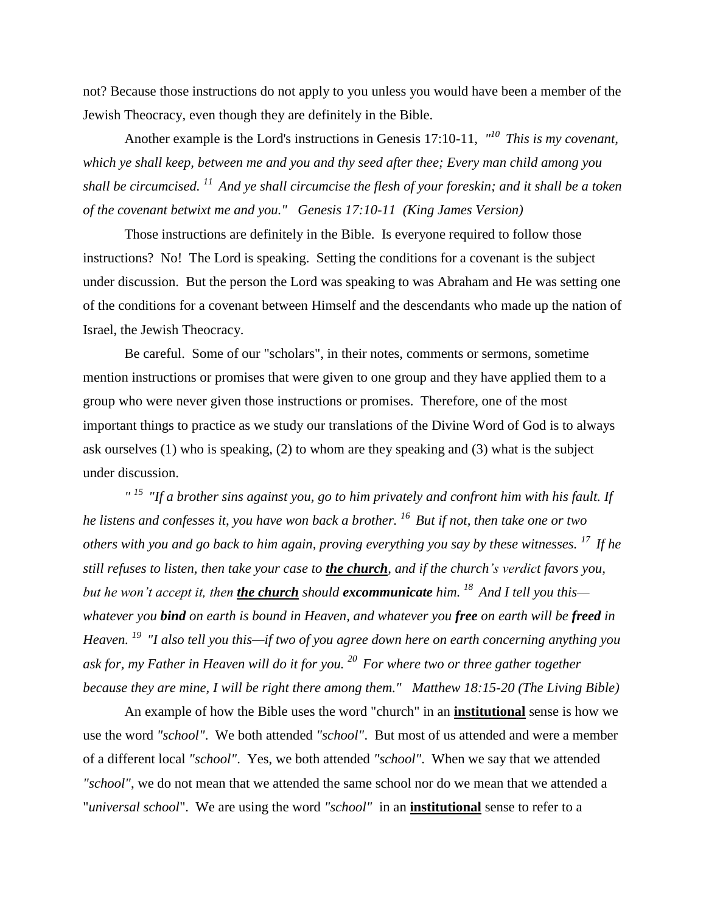not? Because those instructions do not apply to you unless you would have been a member of the Jewish Theocracy, even though they are definitely in the Bible.

Another example is the Lord's instructions in Genesis 17:10-11, *"[10] This is my covenant, which ye shall keep, between me and you and thy seed after thee; Every man child among you shall be circumcised. [11] And ye shall circumcise the flesh of your foreskin; and it shall be a token of the covenant betwixt me and you." Genesis 17:10-11 (King James Version)*

Those instructions are definitely in the Bible. Is everyone required to follow those instructions? No! The Lord is speaking. Setting the conditions for a covenant is the subject under discussion. But the person the Lord was speaking to was Abraham and He was setting one of the conditions for a covenant between Himself and the descendants who made up the nation of Israel, the Jewish Theocracy.

Be careful. Some of our "scholars", in their notes, comments or sermons, sometime mention instructions or promises that were given to one group and they have applied them to a group who were never given those instructions or promises. Therefore, one of the most important things to practice as we study our translations of the Divine Word of God is to always ask ourselves (1) who is speaking, (2) to whom are they speaking and (3) what is the subject under discussion.

*" [15] "If a brother sins against you, go to him privately and confront him with his fault. If he listens and confesses it, you have won back a brother. [16] But if not, then take one or two others with you and go back to him again, proving everything you say by these witnesses. [17] If he still refuses to listen, then take your case to **<u>the church</u>**, and if the church's verdict favors you, but he won't accept it, then **<u>the church</u>** should **excommunicate** him. [18] And I tell you this—whatever you **bind** on earth is bound in Heaven, and whatever you **free** on earth will be **freed** in Heaven. [19] "I also tell you this—if two of you agree down here on earth concerning anything you ask for, my Father in Heaven will do it for you. [20] For where two or three gather together because they are mine, I will be right there among them." Matthew 18:15-20 (The Living Bible)*

An example of how the Bible uses the word "church" in an **<u>institutional</u>** sense is how we use the word *"school"*. We both attended *"school"*. But most of us attended and were a member of a different local *"school"*. Yes, we both attended *"school"*. When we say that we attended *"school"*, we do not mean that we attended the same school nor do we mean that we attended a "*universal school*". We are using the word *"school"* in an **<u>institutional</u>** sense to refer to a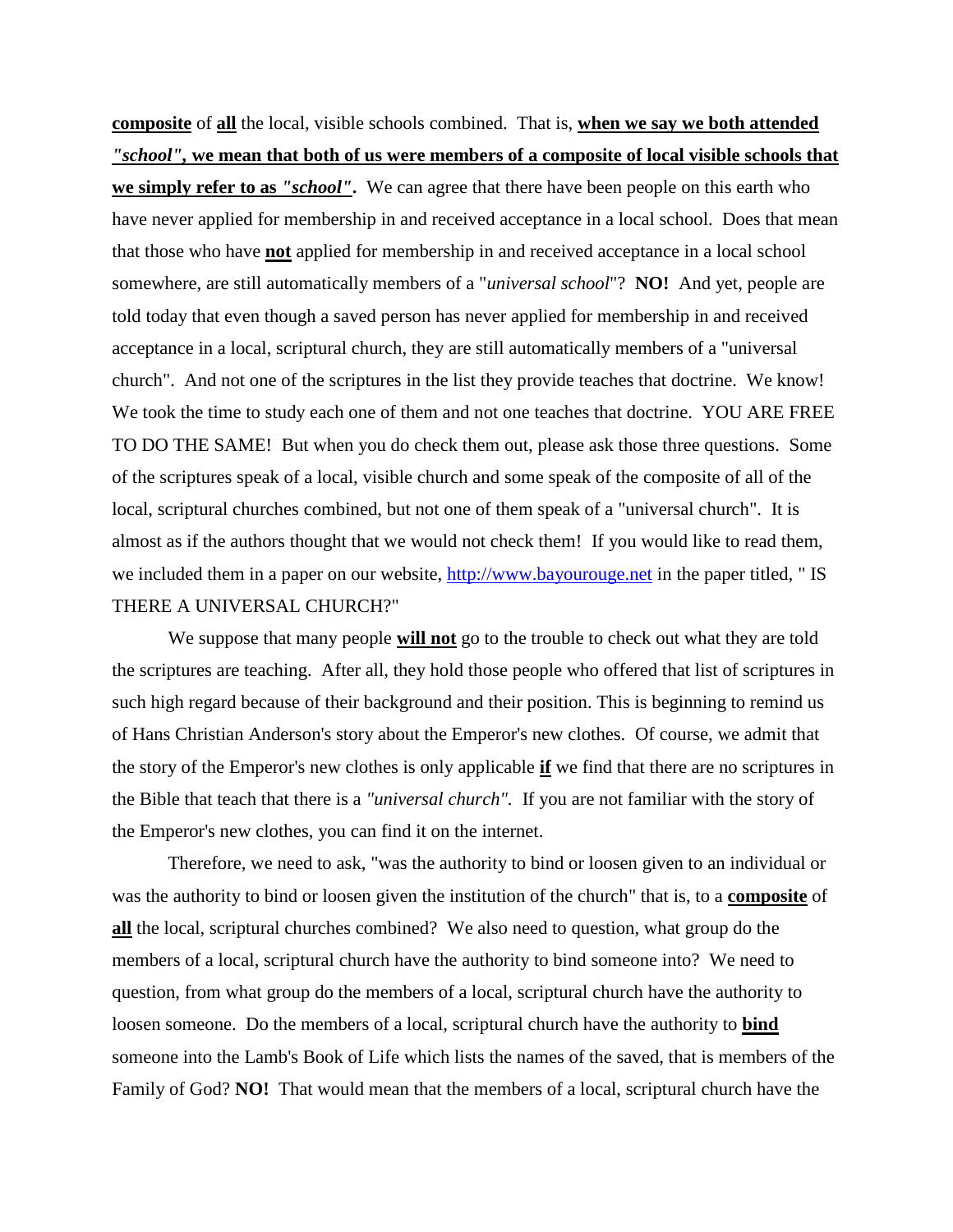**composite** of **all** the local, visible schools combined. That is, **when we say we both attended *"school"*, we mean that both of us were members of a composite of local visible schools that we simply refer to as *"school"*.** We can agree that there have been people on this earth who have never applied for membership in and received acceptance in a local school. Does that mean that those who have **not** applied for membership in and received acceptance in a local school somewhere, are still automatically members of a "*universal school*"? **NO!** And yet, people are told today that even though a saved person has never applied for membership in and received acceptance in a local, scriptural church, they are still automatically members of a "universal church". And not one of the scriptures in the list they provide teaches that doctrine. We know! We took the time to study each one of them and not one teaches that doctrine. YOU ARE FREE TO DO THE SAME! But when you do check them out, please ask those three questions. Some of the scriptures speak of a local, visible church and some speak of the composite of all of the local, scriptural churches combined, but not one of them speak of a "universal church". It is almost as if the authors thought that we would not check them! If you would like to read them, we included them in a paper on our website, [http://www.bayourouge.net](http://www.bayourouge.net) in the paper titled, " IS THERE A UNIVERSAL CHURCH?"

We suppose that many people **will not** go to the trouble to check out what they are told the scriptures are teaching. After all, they hold those people who offered that list of scriptures in such high regard because of their background and their position. This is beginning to remind us of Hans Christian Anderson's story about the Emperor's new clothes. Of course, we admit that the story of the Emperor's new clothes is only applicable **if** we find that there are no scriptures in the Bible that teach that there is a *"universal church"*. If you are not familiar with the story of the Emperor's new clothes, you can find it on the internet.

Therefore, we need to ask, "was the authority to bind or loosen given to an individual or was the authority to bind or loosen given the institution of the church" that is, to a **composite** of **all** the local, scriptural churches combined? We also need to question, what group do the members of a local, scriptural church have the authority to bind someone into? We need to question, from what group do the members of a local, scriptural church have the authority to loosen someone. Do the members of a local, scriptural church have the authority to **bind** someone into the Lamb's Book of Life which lists the names of the saved, that is members of the Family of God? **NO!** That would mean that the members of a local, scriptural church have the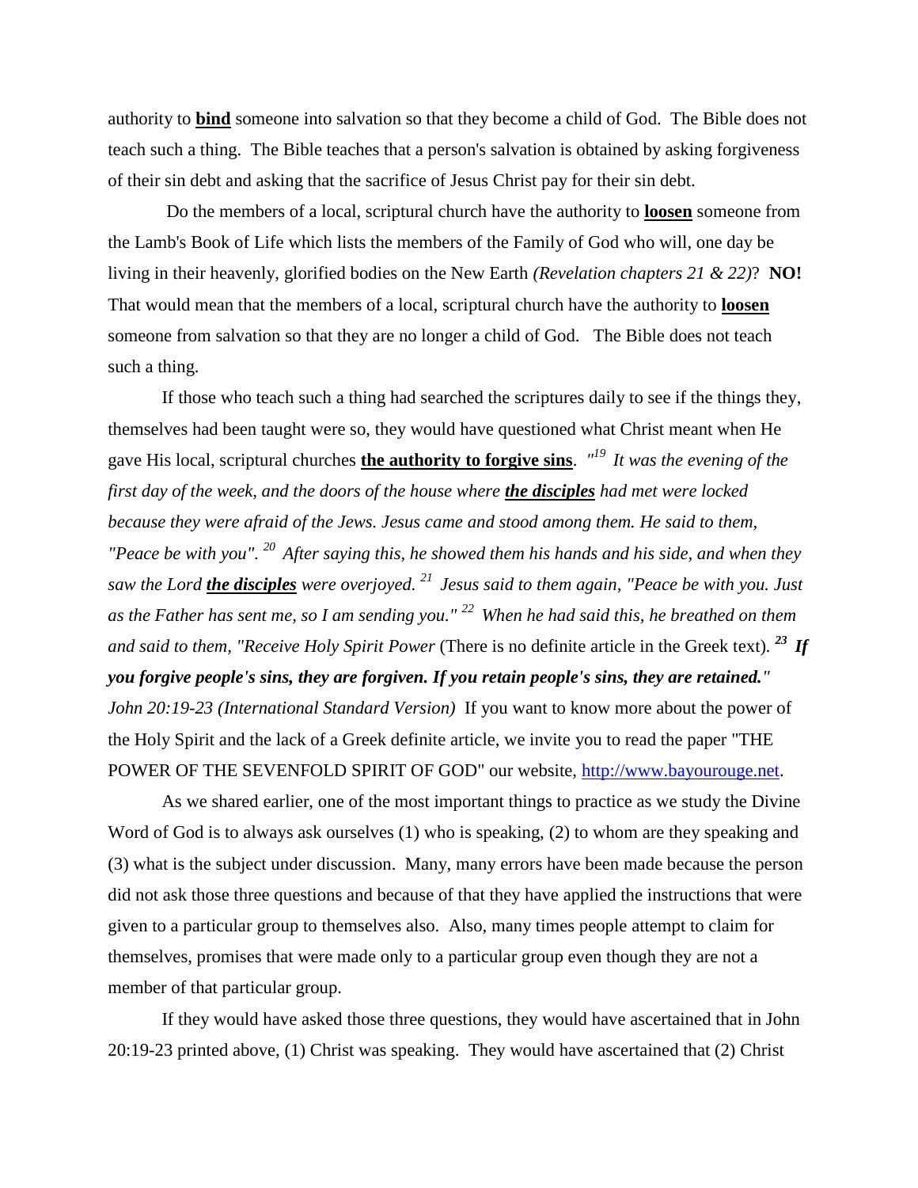authority to **bind** someone into salvation so that they become a child of God. The Bible does not teach such a thing. The Bible teaches that a person's salvation is obtained by asking forgiveness of their sin debt and asking that the sacrifice of Jesus Christ pay for their sin debt.

Do the members of a local, scriptural church have the authority to **loosen** someone from the Lamb's Book of Life which lists the members of the Family of God who will, one day be living in their heavenly, glorified bodies on the New Earth *(Revelation chapters 21 & 22)*? **NO!** That would mean that the members of a local, scriptural church have the authority to **loosen** someone from salvation so that they are no longer a child of God. The Bible does not teach such a thing.

If those who teach such a thing had searched the scriptures daily to see if the things they, themselves had been taught were so, they would have questioned what Christ meant when He gave His local, scriptural churches **the authority to forgive sins**. *"[19] It was the evening of the first day of the week, and the doors of the house where **the disciples** had met were locked because they were afraid of the Jews. Jesus came and stood among them. He said to them, "Peace be with you". [20] After saying this, he showed them his hands and his side, and when they saw the Lord **the disciples** were overjoyed. [21] Jesus said to them again, "Peace be with you. Just as the Father has sent me, so I am sending you." [22] When he had said this, he breathed on them and said to them, "Receive Holy Spirit Power* (There is no definite article in the Greek text). ***[23] If you forgive people's sins, they are forgiven. If you retain people's sins, they are retained."*** *John 20:19-23 (International Standard Version)* If you want to know more about the power of the Holy Spirit and the lack of a Greek definite article, we invite you to read the paper "THE POWER OF THE SEVENFOLD SPIRIT OF GOD" our website, http://www.bayourouge.net.

As we shared earlier, one of the most important things to practice as we study the Divine Word of God is to always ask ourselves (1) who is speaking, (2) to whom are they speaking and (3) what is the subject under discussion. Many, many errors have been made because the person did not ask those three questions and because of that they have applied the instructions that were given to a particular group to themselves also. Also, many times people attempt to claim for themselves, promises that were made only to a particular group even though they are not a member of that particular group.

If they would have asked those three questions, they would have ascertained that in John 20:19-23 printed above, (1) Christ was speaking. They would have ascertained that (2) Christ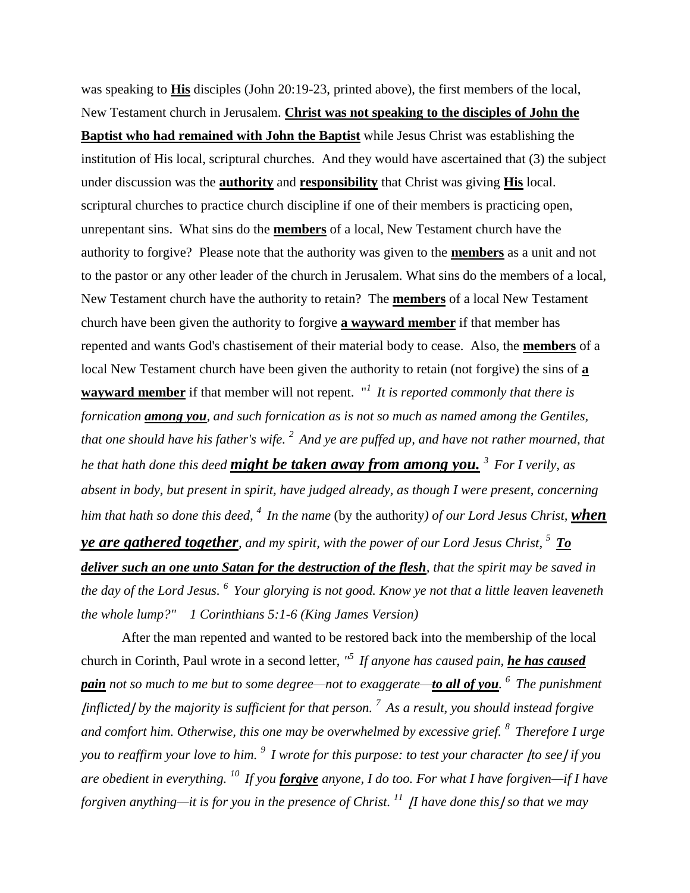was speaking to **His** disciples (John 20:19-23, printed above), the first members of the local, New Testament church in Jerusalem. **Christ was not speaking to the disciples of John the Baptist who had remained with John the Baptist** while Jesus Christ was establishing the institution of His local, scriptural churches. And they would have ascertained that (3) the subject under discussion was the **authority** and **responsibility** that Christ was giving **His** local. scriptural churches to practice church discipline if one of their members is practicing open, unrepentant sins. What sins do the **members** of a local, New Testament church have the authority to forgive? Please note that the authority was given to the **members** as a unit and not to the pastor or any other leader of the church in Jerusalem. What sins do the members of a local, New Testament church have the authority to retain? The **members** of a local New Testament church have been given the authority to forgive **a wayward member** if that member has repented and wants God's chastisement of their material body to cease. Also, the **members** of a local New Testament church have been given the authority to retain (not forgive) the sins of **a wayward member** if that member will not repent. "[1] *It is reported commonly that there is fornication **among you**, and such fornication as is not so much as named among the Gentiles, that one should have his father's wife.* [2] *And ye are puffed up, and have not rather mourned, that he that hath done this deed **might be taken away from among you.*** [3] *For I verily, as absent in body, but present in spirit, have judged already, as though I were present, concerning him that hath so done this deed,* [4] *In the name* (by the authority*) of our Lord Jesus Christ, **when ye are gathered together**, and my spirit, with the power of our Lord Jesus Christ,* [5] ***To deliver such an one unto Satan for the destruction of the flesh**, that the spirit may be saved in the day of the Lord Jesus.* [6] *Your glorying is not good. Know ye not that a little leaven leaveneth the whole lump?" 1 Corinthians 5:1-6 (King James Version)*

After the man repented and wanted to be restored back into the membership of the local church in Corinth, Paul wrote in a second letter, *"[5] If anyone has caused pain, **he has caused pain** not so much to me but to some degree—not to exaggerate—**to all of you**.* [6] *The punishment [inflicted] by the majority is sufficient for that person.* [7] *As a result, you should instead forgive and comfort him. Otherwise, this one may be overwhelmed by excessive grief.* [8] *Therefore I urge you to reaffirm your love to him.* [9] *I wrote for this purpose: to test your character [to see] if you are obedient in everything.* [10] *If you **forgive** anyone, I do too. For what I have forgiven—if I have forgiven anything—it is for you in the presence of Christ.* [11] *[I have done this] so that we may*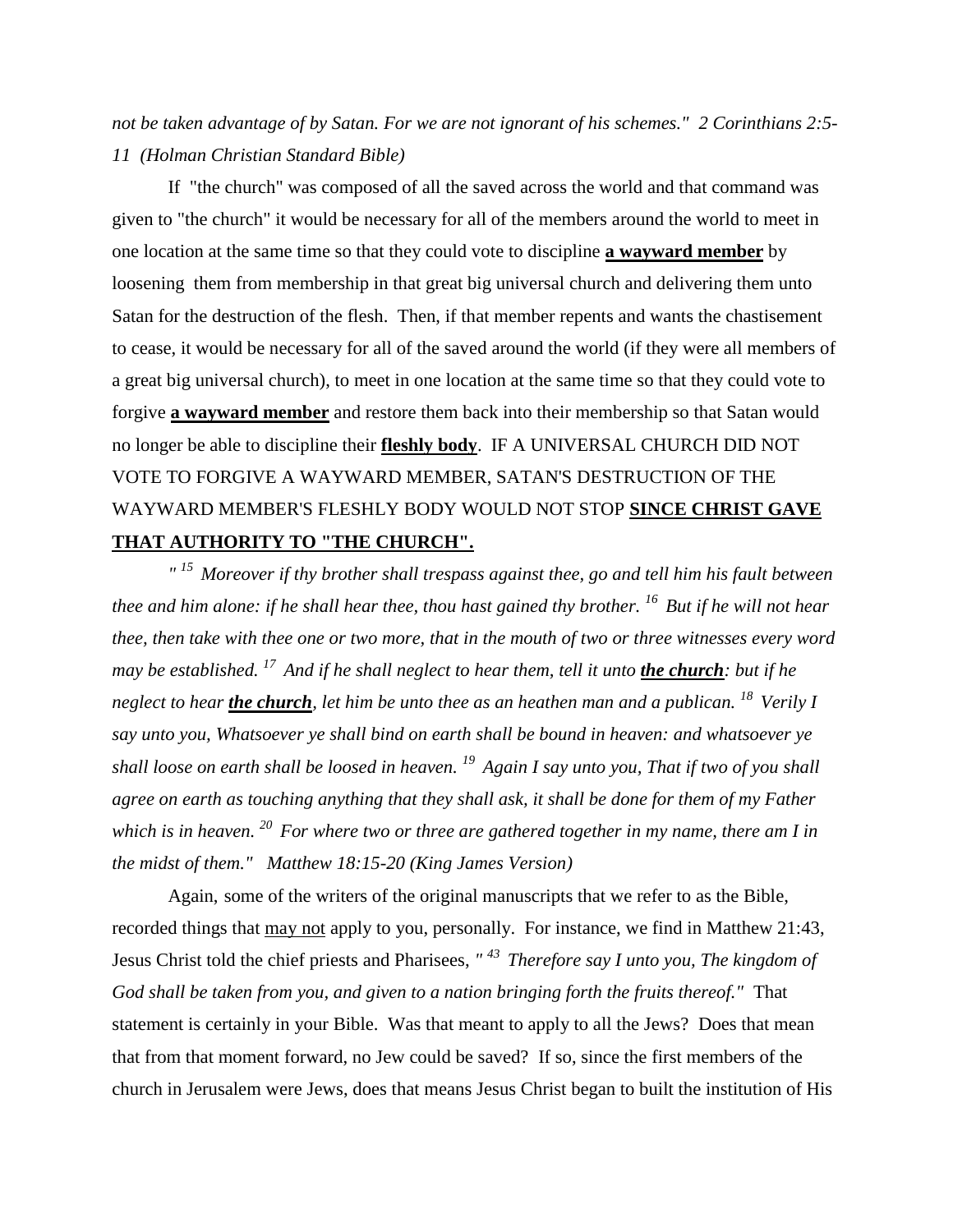*not be taken advantage of by Satan. For we are not ignorant of his schemes." 2 Corinthians 2:5-11 (Holman Christian Standard Bible)*

If "the church" was composed of all the saved across the world and that command was given to "the church" it would be necessary for all of the members around the world to meet in one location at the same time so that they could vote to discipline **a wayward member** by loosening them from membership in that great big universal church and delivering them unto Satan for the destruction of the flesh. Then, if that member repents and wants the chastisement to cease, it would be necessary for all of the saved around the world (if they were all members of a great big universal church), to meet in one location at the same time so that they could vote to forgive **a wayward member** and restore them back into their membership so that Satan would no longer be able to discipline their **fleshly body**. IF A UNIVERSAL CHURCH DID NOT VOTE TO FORGIVE A WAYWARD MEMBER, SATAN'S DESTRUCTION OF THE WAYWARD MEMBER'S FLESHLY BODY WOULD NOT STOP **SINCE CHRIST GAVE THAT AUTHORITY TO "THE CHURCH".**

*" [15] Moreover if thy brother shall trespass against thee, go and tell him his fault between thee and him alone: if he shall hear thee, thou hast gained thy brother. [16] But if he will not hear thee, then take with thee one or two more, that in the mouth of two or three witnesses every word may be established. [17] And if he shall neglect to hear them, tell it unto* ***the church****: but if he neglect to hear* ***the church****, let him be unto thee as an heathen man and a publican. [18] Verily I say unto you, Whatsoever ye shall bind on earth shall be bound in heaven: and whatsoever ye shall loose on earth shall be loosed in heaven. [19] Again I say unto you, That if two of you shall agree on earth as touching anything that they shall ask, it shall be done for them of my Father which is in heaven. [20] For where two or three are gathered together in my name, there am I in the midst of them." Matthew 18:15-20 (King James Version)*

Again, some of the writers of the original manuscripts that we refer to as the Bible, recorded things that may not apply to you, personally. For instance, we find in Matthew 21:43, Jesus Christ told the chief priests and Pharisees, *" [43] Therefore say I unto you, The kingdom of God shall be taken from you, and given to a nation bringing forth the fruits thereof."* That statement is certainly in your Bible. Was that meant to apply to all the Jews? Does that mean that from that moment forward, no Jew could be saved? If so, since the first members of the church in Jerusalem were Jews, does that means Jesus Christ began to built the institution of His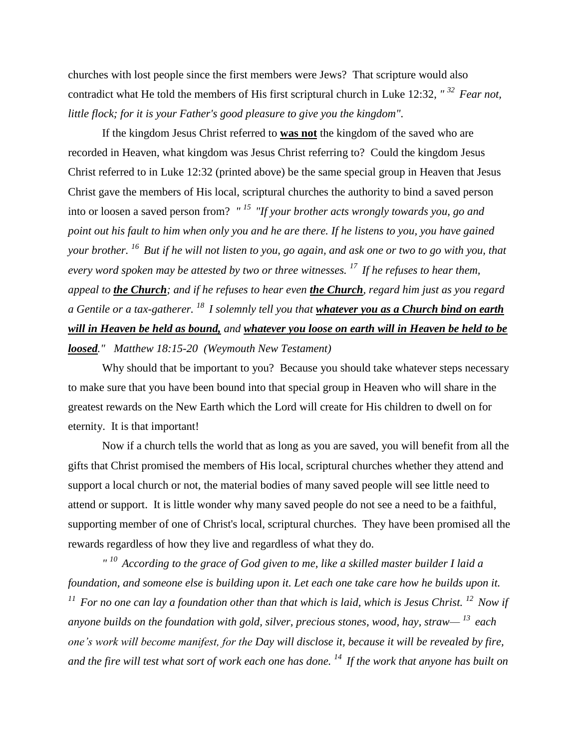churches with lost people since the first members were Jews? That scripture would also contradict what He told the members of His first scriptural church in Luke 12:32, *" [32] Fear not, little flock; for it is your Father's good pleasure to give you the kingdom".*

If the kingdom Jesus Christ referred to **<u>was not</u>** the kingdom of the saved who are recorded in Heaven, what kingdom was Jesus Christ referring to? Could the kingdom Jesus Christ referred to in Luke 12:32 (printed above) be the same special group in Heaven that Jesus Christ gave the members of His local, scriptural churches the authority to bind a saved person into or loosen a saved person from? *" [15] "If your brother acts wrongly towards you, go and point out his fault to him when only you and he are there. If he listens to you, you have gained your brother. [16] But if he will not listen to you, go again, and ask one or two to go with you, that every word spoken may be attested by two or three witnesses. [17] If he refuses to hear them, appeal to **<u>the Church</u>**; and if he refuses to hear even **<u>the Church</u>**, regard him just as you regard a Gentile or a tax-gatherer. [18] I solemnly tell you that **<u>whatever you as a Church bind on earth will in Heaven be held as bound,</u>** and **<u>whatever you loose on earth will in Heaven be held to be loosed</u>**." Matthew 18:15-20 (Weymouth New Testament)*

Why should that be important to you? Because you should take whatever steps necessary to make sure that you have been bound into that special group in Heaven who will share in the greatest rewards on the New Earth which the Lord will create for His children to dwell on for eternity. It is that important!

Now if a church tells the world that as long as you are saved, you will benefit from all the gifts that Christ promised the members of His local, scriptural churches whether they attend and support a local church or not, the material bodies of many saved people will see little need to attend or support. It is little wonder why many saved people do not see a need to be a faithful, supporting member of one of Christ's local, scriptural churches. They have been promised all the rewards regardless of how they live and regardless of what they do.

*" [10] According to the grace of God given to me, like a skilled master builder I laid a foundation, and someone else is building upon it. Let each one take care how he builds upon it. [11] For no one can lay a foundation other than that which is laid, which is Jesus Christ. [12] Now if anyone builds on the foundation with gold, silver, precious stones, wood, hay, straw— [13] each one's work will become manifest, for the Day will disclose it, because it will be revealed by fire, and the fire will test what sort of work each one has done. [14] If the work that anyone has built on*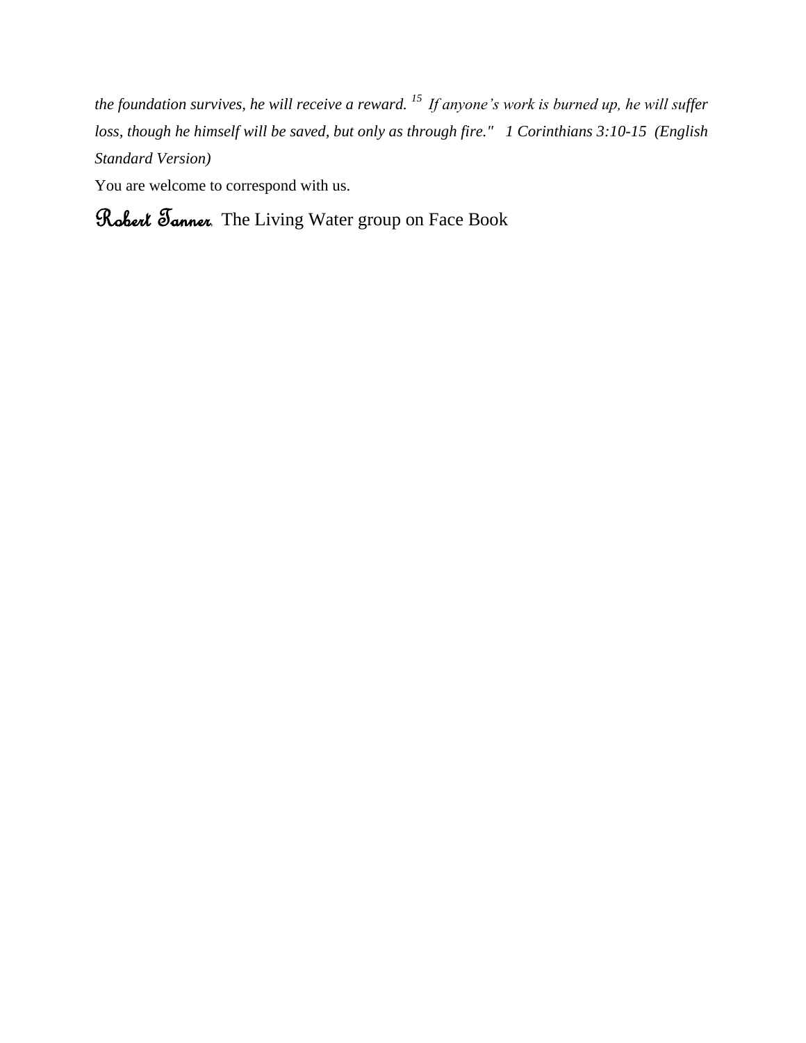*the foundation survives, he will receive a reward.* [15] *If anyone's work is burned up, he will suffer loss, though he himself will be saved, but only as through fire." 1 Corinthians 3:10-15 (English Standard Version)*

You are welcome to correspond with us.

Robert Tanner. The Living Water group on Face Book